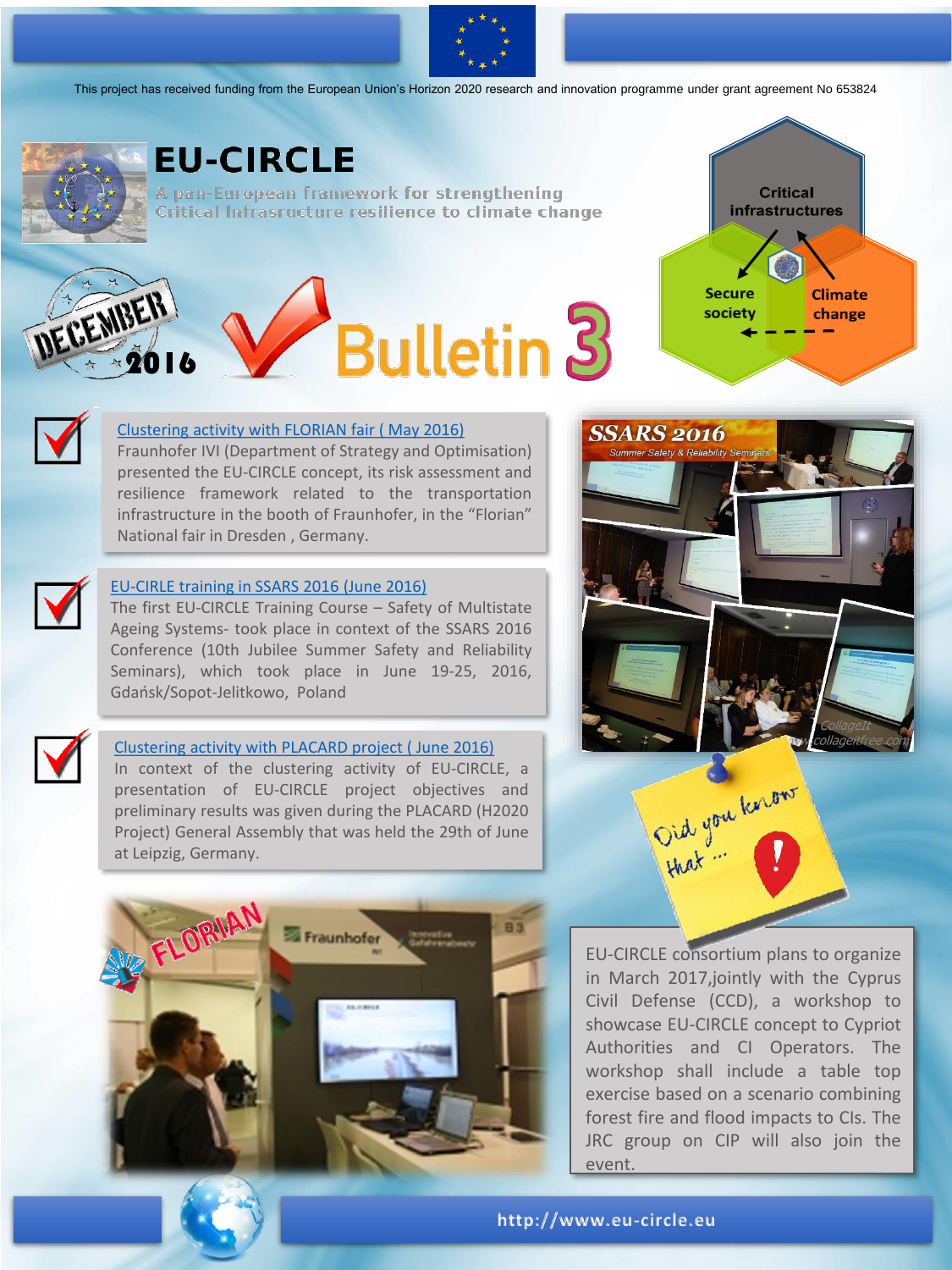This project has received funding from the European Union's Horizon 2020 research and innovation programme under grant agreement No 653824

# EU-CIRCLE

A pan-European framework for strengthening Critical Infrasructure resilience to climate change

DECEMBER 2016

# Bulletin 3

Critical infrastructures

Secure society

Climate change

## Clustering activity with FLORIAN fair ( May 2016)

Fraunhofer IVI (Department of Strategy and Optimisation) presented the EU-CIRCLE concept, its risk assessment and resilience framework related to the transportation infrastructure in the booth of Fraunhofer, in the "Florian" National fair in Dresden , Germany.

## EU-CIRLE training in SSARS 2016 (June 2016)

The first EU-CIRCLE Training Course – Safety of Multistate Ageing Systems- took place in context of the SSARS 2016 Conference (10th Jubilee Summer Safety and Reliability Seminars), which took place in June 19-25, 2016, Gdańsk/Sopot-Jelitkowo, Poland

## Clustering activity with PLACARD project ( June 2016)

In context of the clustering activity of EU-CIRCLE, a presentation of EU-CIRCLE project objectives and preliminary results was given during the PLACARD (H2020 Project) General Assembly that was held the 29th of June at Leipzig, Germany.

SSARS 2016

Summer Safety & Reliability Seminars

Did you know that ...

EU-CIRCLE consortium plans to organize in March 2017,jointly with the Cyprus Civil Defense (CCD), a workshop to showcase EU-CIRCLE concept to Cypriot Authorities and CI Operators. The workshop shall include a table top exercise based on a scenario combining forest fire and flood impacts to CIs. The JRC group on CIP will also join the event.

http://www.eu-circle.eu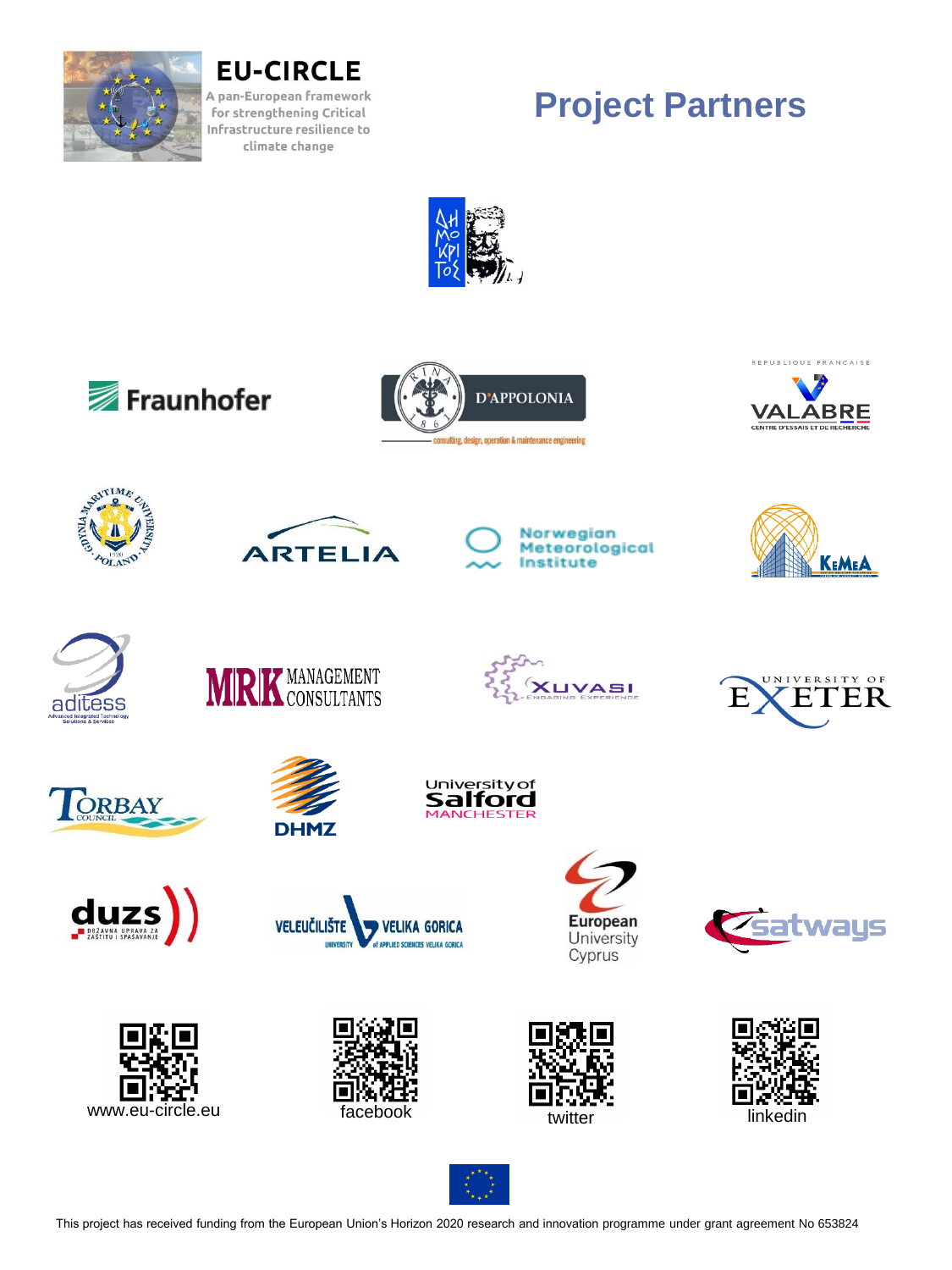EU-CIRCLE

A pan-European framework for strengthening Critical Infrastructure resilience to climate change

# Project Partners

www.eu-circle.eu

facebook

twitter

linkedin

This project has received funding from the European Union's Horizon 2020 research and innovation programme under grant agreement No 653824